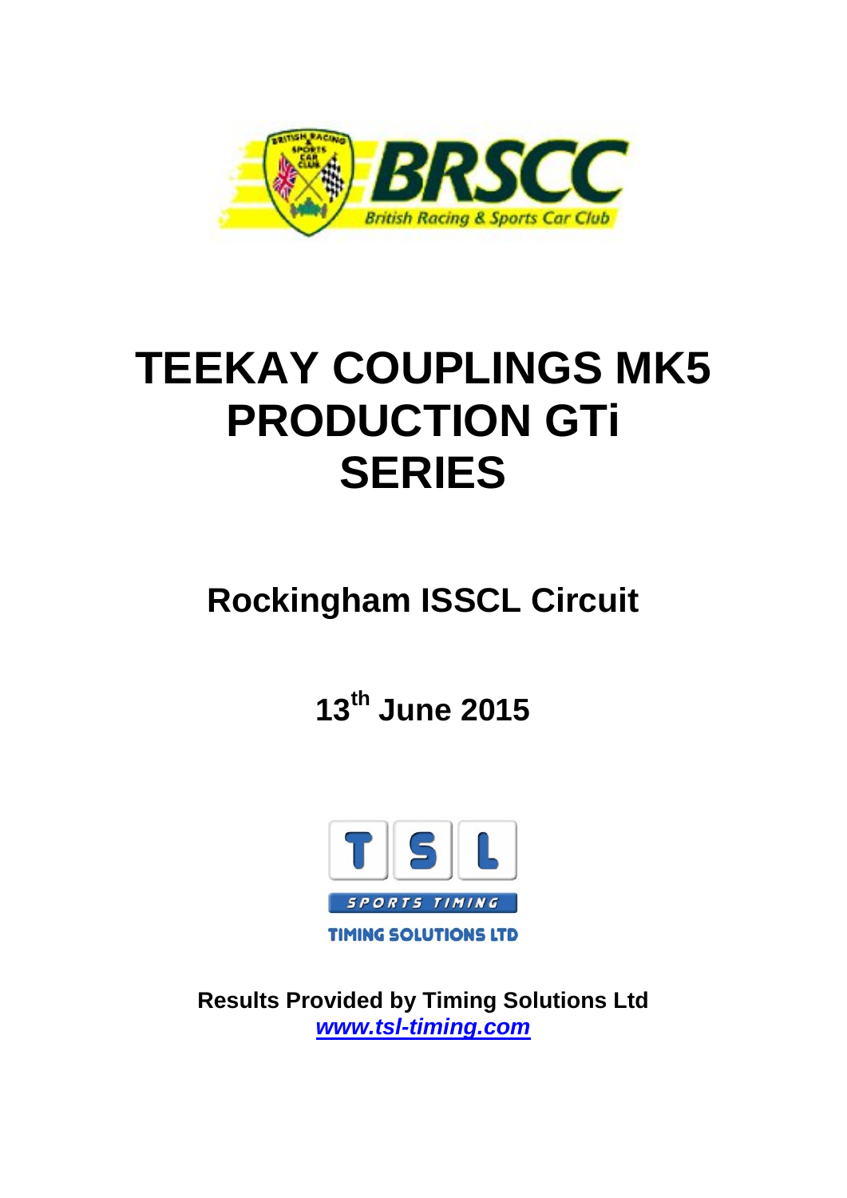# TEEKAY COUPLINGS MK5 PRODUCTION GTi SERIES

## Rockingham ISSCL Circuit

## 13th June 2015

**Results Provided by Timing Solutions Ltd**
***www.tsl-timing.com***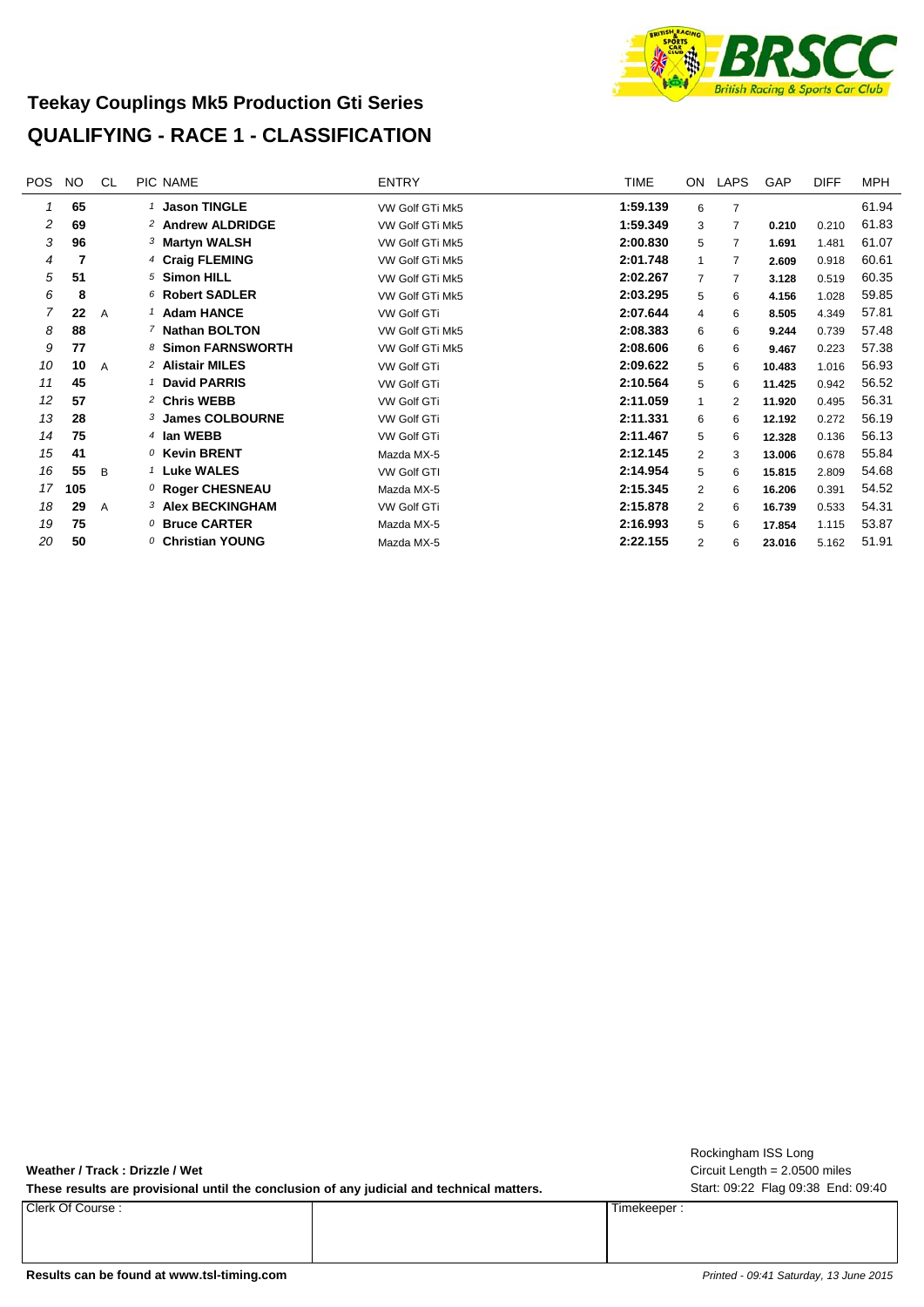## Teekay Couplings Mk5 Production Gti Series

## QUALIFYING - RACE 1 - CLASSIFICATION

| POS | NO | CL | PIC | NAME | ENTRY | TIME | ON | LAPS | GAP | DIFF | MPH |
|---|---|---|---|---|---|---|---|---|---|---|---|
| 1 | 65 | | 1 | Jason TINGLE | VW Golf GTi Mk5 | 1:59.139 | 6 | 7 | | | 61.94 |
| 2 | 69 | | 2 | Andrew ALDRIDGE | VW Golf GTi Mk5 | 1:59.349 | 3 | 7 | 0.210 | 0.210 | 61.83 |
| 3 | 96 | | 3 | Martyn WALSH | VW Golf GTi Mk5 | 2:00.830 | 5 | 7 | 1.691 | 1.481 | 61.07 |
| 4 | 7 | | 4 | Craig FLEMING | VW Golf GTi Mk5 | 2:01.748 | 1 | 7 | 2.609 | 0.918 | 60.61 |
| 5 | 51 | | 5 | Simon HILL | VW Golf GTi Mk5 | 2:02.267 | 7 | 7 | 3.128 | 0.519 | 60.35 |
| 6 | 8 | | 6 | Robert SADLER | VW Golf GTi Mk5 | 2:03.295 | 5 | 6 | 4.156 | 1.028 | 59.85 |
| 7 | 22 | A | 1 | Adam HANCE | VW Golf GTi | 2:07.644 | 4 | 6 | 8.505 | 4.349 | 57.81 |
| 8 | 88 | | 7 | Nathan BOLTON | VW Golf GTi Mk5 | 2:08.383 | 6 | 6 | 9.244 | 0.739 | 57.48 |
| 9 | 77 | | 8 | Simon FARNSWORTH | VW Golf GTi Mk5 | 2:08.606 | 6 | 6 | 9.467 | 0.223 | 57.38 |
| 10 | 10 | A | 2 | Alistair MILES | VW Golf GTi | 2:09.622 | 5 | 6 | 10.483 | 1.016 | 56.93 |
| 11 | 45 | | 1 | David PARRIS | VW Golf GTi | 2:10.564 | 5 | 6 | 11.425 | 0.942 | 56.52 |
| 12 | 57 | | 2 | Chris WEBB | VW Golf GTi | 2:11.059 | 1 | 2 | 11.920 | 0.495 | 56.31 |
| 13 | 28 | | 3 | James COLBOURNE | VW Golf GTi | 2:11.331 | 6 | 6 | 12.192 | 0.272 | 56.19 |
| 14 | 75 | | 4 | Ian WEBB | VW Golf GTi | 2:11.467 | 5 | 6 | 12.328 | 0.136 | 56.13 |
| 15 | 41 | | 0 | Kevin BRENT | Mazda MX-5 | 2:12.145 | 2 | 3 | 13.006 | 0.678 | 55.84 |
| 16 | 55 | B | 1 | Luke WALES | VW Golf GTI | 2:14.954 | 5 | 6 | 15.815 | 2.809 | 54.68 |
| 17 | 105 | | 0 | Roger CHESNEAU | Mazda MX-5 | 2:15.345 | 2 | 6 | 16.206 | 0.391 | 54.52 |
| 18 | 29 | A | 3 | Alex BECKINGHAM | VW Golf GTi | 2:15.878 | 2 | 6 | 16.739 | 0.533 | 54.31 |
| 19 | 75 | | 0 | Bruce CARTER | Mazda MX-5 | 2:16.993 | 5 | 6 | 17.854 | 1.115 | 53.87 |
| 20 | 50 | | 0 | Christian YOUNG | Mazda MX-5 | 2:22.155 | 2 | 6 | 23.016 | 5.162 | 51.91 |

**Weather / Track : Drizzle / Wet**

**These results are provisional until the conclusion of any judicial and technical matters.**

Rockingham ISS Long
Circuit Length = 2.0500 miles
Start: 09:22 Flag 09:38 End: 09:40

| Clerk Of Course : | | Timekeeper : |
|---|---|---|

**Results can be found at www.tsl-timing.com**

*Printed - 09:41 Saturday, 13 June 2015*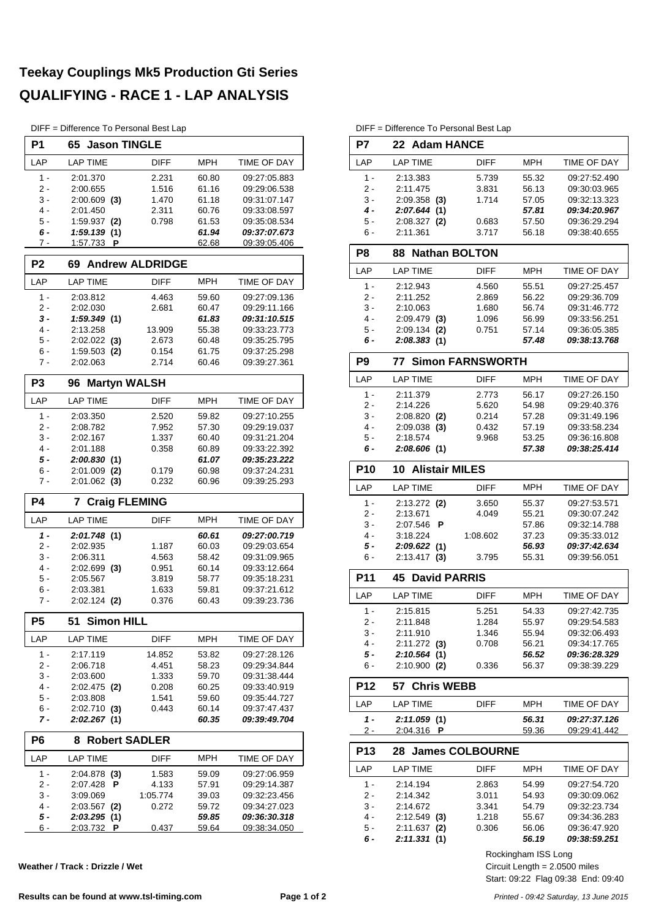# Teekay Couplings Mk5 Production Gti Series

## QUALIFYING - RACE 1 - LAP ANALYSIS

DIFF = Difference To Personal Best Lap

### P1 65 Jason TINGLE

| LAP | LAP TIME | DIFF | MPH | TIME OF DAY |
|---|---|---|---|---|
| 1 - | 2:01.370 | 2.231 | 60.80 | 09:27:05.883 |
| 2 - | 2:00.655 | 1.516 | 61.16 | 09:29:06.538 |
| 3 - | 2:00.609 **(3)** | 1.470 | 61.18 | 09:31:07.147 |
| 4 - | 2:01.450 | 2.311 | 60.76 | 09:33:08.597 |
| 5 - | 1:59.937 **(2)** | 0.798 | 61.53 | 09:35:08.534 |
| ***6 -*** | ***1:59.139 (1)*** | | ***61.94*** | ***09:37:07.673*** |
| 7 - | 1:57.733 **P** | | 62.68 | 09:39:05.406 |

### P2 69 Andrew ALDRIDGE

| LAP | LAP TIME | DIFF | MPH | TIME OF DAY |
|---|---|---|---|---|
| 1 - | 2:03.812 | 4.463 | 59.60 | 09:27:09.136 |
| 2 - | 2:02.030 | 2.681 | 60.47 | 09:29:11.166 |
| ***3 -*** | ***1:59.349 (1)*** | | ***61.83*** | ***09:31:10.515*** |
| 4 - | 2:13.258 | 13.909 | 55.38 | 09:33:23.773 |
| 5 - | 2:02.022 **(3)** | 2.673 | 60.48 | 09:35:25.795 |
| 6 - | 1:59.503 **(2)** | 0.154 | 61.75 | 09:37:25.298 |
| 7 - | 2:02.063 | 2.714 | 60.46 | 09:39:27.361 |

### P3 96 Martyn WALSH

| LAP | LAP TIME | DIFF | MPH | TIME OF DAY |
|---|---|---|---|---|
| 1 - | 2:03.350 | 2.520 | 59.82 | 09:27:10.255 |
| 2 - | 2:08.782 | 7.952 | 57.30 | 09:29:19.037 |
| 3 - | 2:02.167 | 1.337 | 60.40 | 09:31:21.204 |
| 4 - | 2:01.188 | 0.358 | 60.89 | 09:33:22.392 |
| ***5 -*** | ***2:00.830 (1)*** | | ***61.07*** | ***09:35:23.222*** |
| 6 - | 2:01.009 **(2)** | 0.179 | 60.98 | 09:37:24.231 |
| 7 - | 2:01.062 **(3)** | 0.232 | 60.96 | 09:39:25.293 |

### P4 7 Craig FLEMING

| LAP | LAP TIME | DIFF | MPH | TIME OF DAY |
|---|---|---|---|---|
| ***1 -*** | ***2:01.748 (1)*** | | ***60.61*** | ***09:27:00.719*** |
| 2 - | 2:02.935 | 1.187 | 60.03 | 09:29:03.654 |
| 3 - | 2:06.311 | 4.563 | 58.42 | 09:31:09.965 |
| 4 - | 2:02.699 **(3)** | 0.951 | 60.14 | 09:33:12.664 |
| 5 - | 2:05.567 | 3.819 | 58.77 | 09:35:18.231 |
| 6 - | 2:03.381 | 1.633 | 59.81 | 09:37:21.612 |
| 7 - | 2:02.124 **(2)** | 0.376 | 60.43 | 09:39:23.736 |

### P5 51 Simon HILL

| LAP | LAP TIME | DIFF | MPH | TIME OF DAY |
|---|---|---|---|---|
| 1 - | 2:17.119 | 14.852 | 53.82 | 09:27:28.126 |
| 2 - | 2:06.718 | 4.451 | 58.23 | 09:29:34.844 |
| 3 - | 2:03.600 | 1.333 | 59.70 | 09:31:38.444 |
| 4 - | 2:02.475 **(2)** | 0.208 | 60.25 | 09:33:40.919 |
| 5 - | 2:03.808 | 1.541 | 59.60 | 09:35:44.727 |
| 6 - | 2:02.710 **(3)** | 0.443 | 60.14 | 09:37:47.437 |
| ***7 -*** | ***2:02.267 (1)*** | | ***60.35*** | ***09:39:49.704*** |

### P6 8 Robert SADLER

| LAP | LAP TIME | DIFF | MPH | TIME OF DAY |
|---|---|---|---|---|
| 1 - | 2:04.878 **(3)** | 1.583 | 59.09 | 09:27:06.959 |
| 2 - | 2:07.428 **P** | 4.133 | 57.91 | 09:29:14.387 |
| 3 - | 3:09.069 | 1:05.774 | 39.03 | 09:32:23.456 |
| 4 - | 2:03.567 **(2)** | 0.272 | 59.72 | 09:34:27.023 |
| ***5 -*** | ***2:03.295 (1)*** | | ***59.85*** | ***09:36:30.318*** |
| 6 - | 2:03.732 **P** | 0.437 | 59.64 | 09:38:34.050 |

### P7 22 Adam HANCE

| LAP | LAP TIME | DIFF | MPH | TIME OF DAY |
|---|---|---|---|---|
| 1 - | 2:13.383 | 5.739 | 55.32 | 09:27:52.490 |
| 2 - | 2:11.475 | 3.831 | 56.13 | 09:30:03.965 |
| 3 - | 2:09.358 **(3)** | 1.714 | 57.05 | 09:32:13.323 |
| ***4 -*** | ***2:07.644 (1)*** | | ***57.81*** | ***09:34:20.967*** |
| 5 - | 2:08.327 **(2)** | 0.683 | 57.50 | 09:36:29.294 |
| 6 - | 2:11.361 | 3.717 | 56.18 | 09:38:40.655 |

### P8 88 Nathan BOLTON

| LAP | LAP TIME | DIFF | MPH | TIME OF DAY |
|---|---|---|---|---|
| 1 - | 2:12.943 | 4.560 | 55.51 | 09:27:25.457 |
| 2 - | 2:11.252 | 2.869 | 56.22 | 09:29:36.709 |
| 3 - | 2:10.063 | 1.680 | 56.74 | 09:31:46.772 |
| 4 - | 2:09.479 **(3)** | 1.096 | 56.99 | 09:33:56.251 |
| 5 - | 2:09.134 **(2)** | 0.751 | 57.14 | 09:36:05.385 |
| ***6 -*** | ***2:08.383 (1)*** | | ***57.48*** | ***09:38:13.768*** |

### P9 77 Simon FARNSWORTH

| LAP | LAP TIME | DIFF | MPH | TIME OF DAY |
|---|---|---|---|---|
| 1 - | 2:11.379 | 2.773 | 56.17 | 09:27:26.150 |
| 2 - | 2:14.226 | 5.620 | 54.98 | 09:29:40.376 |
| 3 - | 2:08.820 **(2)** | 0.214 | 57.28 | 09:31:49.196 |
| 4 - | 2:09.038 **(3)** | 0.432 | 57.19 | 09:33:58.234 |
| 5 - | 2:18.574 | 9.968 | 53.25 | 09:36:16.808 |
| ***6 -*** | ***2:08.606 (1)*** | | ***57.38*** | ***09:38:25.414*** |

### P10 10 Alistair MILES

| LAP | LAP TIME | DIFF | MPH | TIME OF DAY |
|---|---|---|---|---|
| 1 - | 2:13.272 **(2)** | 3.650 | 55.37 | 09:27:53.571 |
| 2 - | 2:13.671 | 4.049 | 55.21 | 09:30:07.242 |
| 3 - | 2:07.546 **P** | | 57.86 | 09:32:14.788 |
| 4 - | 3:18.224 | 1:08.602 | 37.23 | 09:35:33.012 |
| ***5 -*** | ***2:09.622 (1)*** | | ***56.93*** | ***09:37:42.634*** |
| 6 - | 2:13.417 **(3)** | 3.795 | 55.31 | 09:39:56.051 |

### P11 45 David PARRIS

| LAP | LAP TIME | DIFF | MPH | TIME OF DAY |
|---|---|---|---|---|
| 1 - | 2:15.815 | 5.251 | 54.33 | 09:27:42.735 |
| 2 - | 2:11.848 | 1.284 | 55.97 | 09:29:54.583 |
| 3 - | 2:11.910 | 1.346 | 55.94 | 09:32:06.493 |
| 4 - | 2:11.272 **(3)** | 0.708 | 56.21 | 09:34:17.765 |
| ***5 -*** | ***2:10.564 (1)*** | | ***56.52*** | ***09:36:28.329*** |
| 6 - | 2:10.900 **(2)** | 0.336 | 56.37 | 09:38:39.229 |

### P12 57 Chris WEBB

| LAP | LAP TIME | DIFF | MPH | TIME OF DAY |
|---|---|---|---|---|
| ***1 -*** | ***2:11.059 (1)*** | | ***56.31*** | ***09:27:37.126*** |
| 2 - | 2:04.316 **P** | | 59.36 | 09:29:41.442 |

### P13 28 James COLBOURNE

| LAP | LAP TIME | DIFF | MPH | TIME OF DAY |
|---|---|---|---|---|
| 1 - | 2:14.194 | 2.863 | 54.99 | 09:27:54.720 |
| 2 - | 2:14.342 | 3.011 | 54.93 | 09:30:09.062 |
| 3 - | 2:14.672 | 3.341 | 54.79 | 09:32:23.734 |
| 4 - | 2:12.549 **(3)** | 1.218 | 55.67 | 09:34:36.283 |
| 5 - | 2:11.637 **(2)** | 0.306 | 56.06 | 09:36:47.920 |
| ***6 -*** | ***2:11.331 (1)*** | | ***56.19*** | ***09:38:59.251*** |

**Weather / Track : Drizzle / Wet**

Rockingham ISS Long
Circuit Length = 2.0500 miles
Start: 09:22 Flag 09:38 End: 09:40

**Results can be found at www.tsl-timing.com**

*Printed - 09:42 Saturday, 13 June 2015*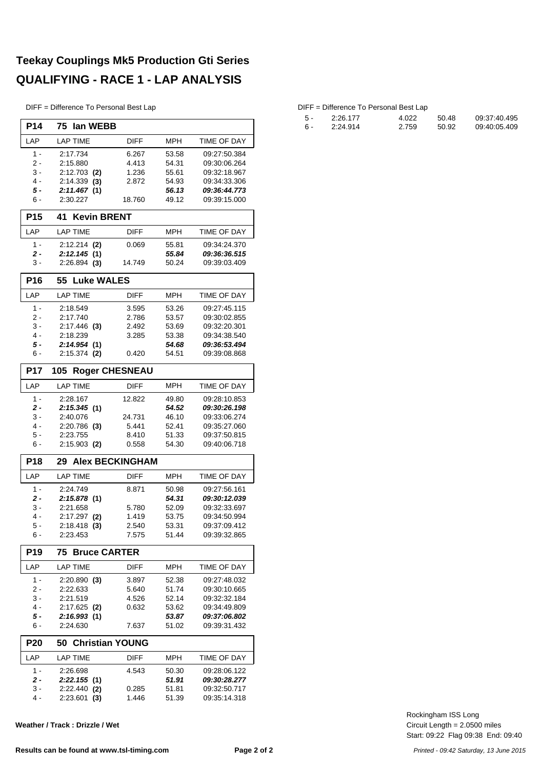# Teekay Couplings Mk5 Production Gti Series

## QUALIFYING - RACE 1 - LAP ANALYSIS

DIFF = Difference To Personal Best Lap

### P14 — 75 Ian WEBB

| LAP | LAP TIME | DIFF | MPH | TIME OF DAY |
|---|---|---|---|---|
| 1 - | 2:17.734 | 6.267 | 53.58 | 09:27:50.384 |
| 2 - | 2:15.880 | 4.413 | 54.31 | 09:30:06.264 |
| 3 - | 2:12.703 **(2)** | 1.236 | 55.61 | 09:32:18.967 |
| 4 - | 2:14.339 **(3)** | 2.872 | 54.93 | 09:34:33.306 |
| ***5 -*** | ***2:11.467*** **(1)** | | ***56.13*** | ***09:36:44.773*** |
| 6 - | 2:30.227 | 18.760 | 49.12 | 09:39:15.000 |

### P15 — 41 Kevin BRENT

| LAP | LAP TIME | DIFF | MPH | TIME OF DAY |
|---|---|---|---|---|
| 1 - | 2:12.214 **(2)** | 0.069 | 55.81 | 09:34:24.370 |
| ***2 -*** | ***2:12.145*** **(1)** | | ***55.84*** | ***09:36:36.515*** |
| 3 - | 2:26.894 **(3)** | 14.749 | 50.24 | 09:39:03.409 |

### P16 — 55 Luke WALES

| LAP | LAP TIME | DIFF | MPH | TIME OF DAY |
|---|---|---|---|---|
| 1 - | 2:18.549 | 3.595 | 53.26 | 09:27:45.115 |
| 2 - | 2:17.740 | 2.786 | 53.57 | 09:30:02.855 |
| 3 - | 2:17.446 **(3)** | 2.492 | 53.69 | 09:32:20.301 |
| 4 - | 2:18.239 | 3.285 | 53.38 | 09:34:38.540 |
| ***5 -*** | ***2:14.954*** **(1)** | | ***54.68*** | ***09:36:53.494*** |
| 6 - | 2:15.374 **(2)** | 0.420 | 54.51 | 09:39:08.868 |

### P17 — 105 Roger CHESNEAU

| LAP | LAP TIME | DIFF | MPH | TIME OF DAY |
|---|---|---|---|---|
| 1 - | 2:28.167 | 12.822 | 49.80 | 09:28:10.853 |
| ***2 -*** | ***2:15.345*** **(1)** | | ***54.52*** | ***09:30:26.198*** |
| 3 - | 2:40.076 | 24.731 | 46.10 | 09:33:06.274 |
| 4 - | 2:20.786 **(3)** | 5.441 | 52.41 | 09:35:27.060 |
| 5 - | 2:23.755 | 8.410 | 51.33 | 09:37:50.815 |
| 6 - | 2:15.903 **(2)** | 0.558 | 54.30 | 09:40:06.718 |

### P18 — 29 Alex BECKINGHAM

| LAP | LAP TIME | DIFF | MPH | TIME OF DAY |
|---|---|---|---|---|
| 1 - | 2:24.749 | 8.871 | 50.98 | 09:27:56.161 |
| ***2 -*** | ***2:15.878*** **(1)** | | ***54.31*** | ***09:30:12.039*** |
| 3 - | 2:21.658 | 5.780 | 52.09 | 09:32:33.697 |
| 4 - | 2:17.297 **(2)** | 1.419 | 53.75 | 09:34:50.994 |
| 5 - | 2:18.418 **(3)** | 2.540 | 53.31 | 09:37:09.412 |
| 6 - | 2:23.453 | 7.575 | 51.44 | 09:39:32.865 |

### P19 — 75 Bruce CARTER

| LAP | LAP TIME | DIFF | MPH | TIME OF DAY |
|---|---|---|---|---|
| 1 - | 2:20.890 **(3)** | 3.897 | 52.38 | 09:27:48.032 |
| 2 - | 2:22.633 | 5.640 | 51.74 | 09:30:10.665 |
| 3 - | 2:21.519 | 4.526 | 52.14 | 09:32:32.184 |
| 4 - | 2:17.625 **(2)** | 0.632 | 53.62 | 09:34:49.809 |
| ***5 -*** | ***2:16.993*** **(1)** | | ***53.87*** | ***09:37:06.802*** |
| 6 - | 2:24.630 | 7.637 | 51.02 | 09:39:31.432 |

### P20 — 50 Christian YOUNG

| LAP | LAP TIME | DIFF | MPH | TIME OF DAY |
|---|---|---|---|---|
| 1 - | 2:26.698 | 4.543 | 50.30 | 09:28:06.122 |
| ***2 -*** | ***2:22.155*** **(1)** | | ***51.91*** | ***09:30:28.277*** |
| 3 - | 2:22.440 **(2)** | 0.285 | 51.81 | 09:32:50.717 |
| 4 - | 2:23.601 **(3)** | 1.446 | 51.39 | 09:35:14.318 |
| 5 - | 2:26.177 | 4.022 | 50.48 | 09:37:40.495 |
| 6 - | 2:24.914 | 2.759 | 50.92 | 09:40:05.409 |

**Weather / Track : Drizzle / Wet**

Rockingham ISS Long
Circuit Length = 2.0500 miles
Start: 09:22 Flag 09:38 End: 09:40

**Results can be found at www.tsl-timing.com**

*Printed - 09:42 Saturday, 13 June 2015*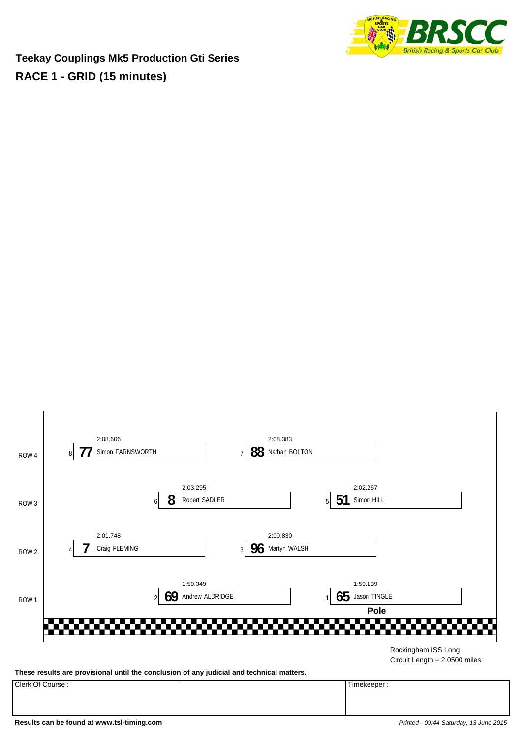**Teekay Couplings Mk5 Production Gti Series**

**RACE 1 - GRID (15 minutes)**

| Row | Pos | No | Driver | Time |
|---|---|---|---|---|
| ROW 4 | 8 | 77 | Simon FARNSWORTH | 2:08.606 |
| ROW 4 | 7 | 88 | Nathan BOLTON | 2:08.383 |
| ROW 3 | 6 | 8 | Robert SADLER | 2:03.295 |
| ROW 3 | 5 | 51 | Simon HILL | 2:02.267 |
| ROW 2 | 4 | 7 | Craig FLEMING | 2:01.748 |
| ROW 2 | 3 | 96 | Martyn WALSH | 2:00.830 |
| ROW 1 | 2 | 69 | Andrew ALDRIDGE | 1:59.349 |
| ROW 1 | 1 | 65 | Jason TINGLE | 1:59.139 |

**Pole**

Rockingham ISS Long
Circuit Length = 2.0500 miles

**These results are provisional until the conclusion of any judicial and technical matters.**

| Clerk Of Course : | | Timekeeper : |
|---|---|---|
| | | |

**Results can be found at www.tsl-timing.com**

*Printed - 09:44 Saturday, 13 June 2015*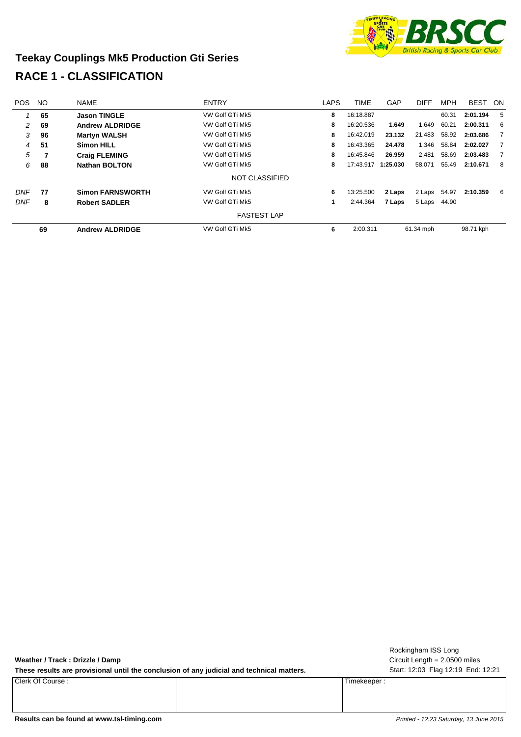## Teekay Couplings Mk5 Production Gti Series

## RACE 1 - CLASSIFICATION

| POS | NO | NAME | ENTRY | LAPS | TIME | GAP | DIFF | MPH | BEST | ON |
|---|---|---|---|---|---|---|---|---|---|---|
| *1* | **65** | **Jason TINGLE** | VW Golf GTi Mk5 | **8** | 16:18.887 | | | 60.31 | **2:01.194** | 5 |
| *2* | **69** | **Andrew ALDRIDGE** | VW Golf GTi Mk5 | **8** | 16:20.536 | **1.649** | 1.649 | 60.21 | **2:00.311** | 6 |
| *3* | **96** | **Martyn WALSH** | VW Golf GTi Mk5 | **8** | 16:42.019 | **23.132** | 21.483 | 58.92 | **2:03.686** | 7 |
| *4* | **51** | **Simon HILL** | VW Golf GTi Mk5 | **8** | 16:43.365 | **24.478** | 1.346 | 58.84 | **2:02.027** | 7 |
| *5* | **7** | **Craig FLEMING** | VW Golf GTi Mk5 | **8** | 16:45.846 | **26.959** | 2.481 | 58.69 | **2:03.483** | 7 |
| *6* | **88** | **Nathan BOLTON** | VW Golf GTi Mk5 | **8** | 17:43.917 | **1:25.030** | 58.071 | 55.49 | **2:10.671** | 8 |
| | | | NOT CLASSIFIED | | | | | | | |
| *DNF* | **77** | **Simon FARNSWORTH** | VW Golf GTi Mk5 | **6** | 13:25.500 | **2 Laps** | 2 Laps | 54.97 | **2:10.359** | 6 |
| *DNF* | **8** | **Robert SADLER** | VW Golf GTi Mk5 | **1** | 2:44.364 | **7 Laps** | 5 Laps | 44.90 | | |
| | | | FASTEST LAP | | | | | | | |
| | **69** | **Andrew ALDRIDGE** | VW Golf GTi Mk5 | **6** | 2:00.311 | | 61.34 mph | | 98.71 kph | |

**Weather / Track : Drizzle / Damp**

**These results are provisional until the conclusion of any judicial and technical matters.**

Rockingham ISS Long
Circuit Length = 2.0500 miles
Start: 12:03 Flag 12:19 End: 12:21

| Clerk Of Course : | | Timekeeper : |
|---|---|---|
| | | |

**Results can be found at www.tsl-timing.com**

*Printed - 12:23 Saturday, 13 June 2015*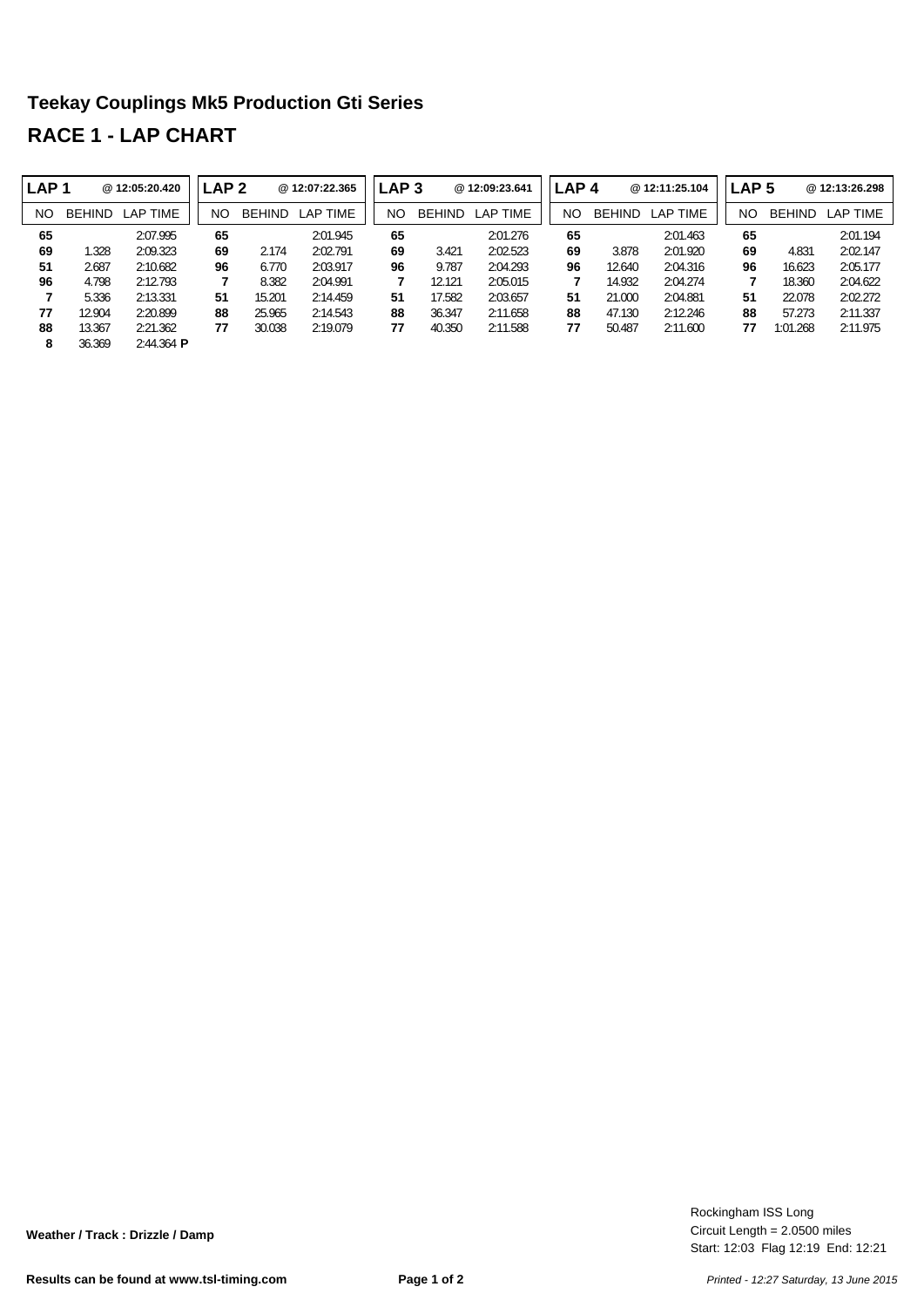## Teekay Couplings Mk5 Production Gti Series

## RACE 1 - LAP CHART

| LAP 1 | | @ 12:05:20.420 | LAP 2 | | @ 12:07:22.365 | LAP 3 | | @ 12:09:23.641 | LAP 4 | | @ 12:11:25.104 | LAP 5 | | @ 12:13:26.298 |
|---|---|---|---|---|---|---|---|---|---|---|---|---|---|---|
| NO | BEHIND | LAP TIME | NO | BEHIND | LAP TIME | NO | BEHIND | LAP TIME | NO | BEHIND | LAP TIME | NO | BEHIND | LAP TIME |
| **65** | | 2:07.995 | **65** | | 2:01.945 | **65** | | 2:01.276 | **65** | | 2:01.463 | **65** | | 2:01.194 |
| **69** | 1.328 | 2:09.323 | **69** | 2.174 | 2:02.791 | **69** | 3.421 | 2:02.523 | **69** | 3.878 | 2:01.920 | **69** | 4.831 | 2:02.147 |
| **51** | 2.687 | 2:10.682 | **96** | 6.770 | 2:03.917 | **96** | 9.787 | 2:04.293 | **96** | 12.640 | 2:04.316 | **96** | 16.623 | 2:05.177 |
| **96** | 4.798 | 2:12.793 | **7** | 8.382 | 2:04.991 | **7** | 12.121 | 2:05.015 | **7** | 14.932 | 2:04.274 | **7** | 18.360 | 2:04.622 |
| **7** | 5.336 | 2:13.331 | **51** | 15.201 | 2:14.459 | **51** | 17.582 | 2:03.657 | **51** | 21.000 | 2:04.881 | **51** | 22.078 | 2:02.272 |
| **77** | 12.904 | 2:20.899 | **88** | 25.965 | 2:14.543 | **88** | 36.347 | 2:11.658 | **88** | 47.130 | 2:12.246 | **88** | 57.273 | 2:11.337 |
| **88** | 13.367 | 2:21.362 | **77** | 30.038 | 2:19.079 | **77** | 40.350 | 2:11.588 | **77** | 50.487 | 2:11.600 | **77** | 1:01.268 | 2:11.975 |
| **8** | 36.369 | 2:44.364 **P** | | | | | | | | | | | | |

**Weather / Track : Drizzle / Damp**

Rockingham ISS Long
Circuit Length = 2.0500 miles
Start: 12:03 Flag 12:19 End: 12:21

**Results can be found at www.tsl-timing.com**

*Printed - 12:27 Saturday, 13 June 2015*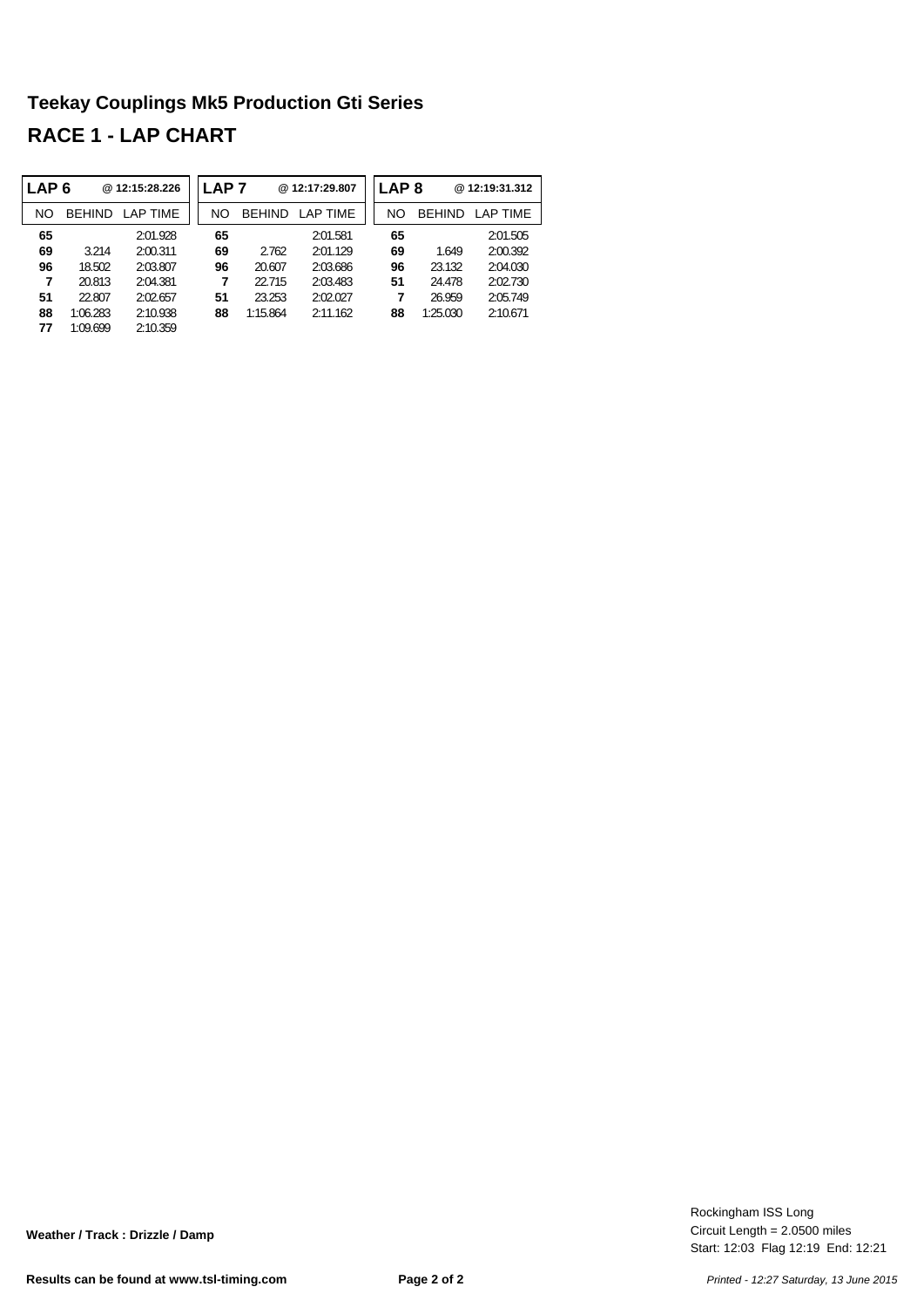# Teekay Couplings Mk5 Production Gti Series

## RACE 1 - LAP CHART

| LAP 6 | | @ 12:15:28.226 | LAP 7 | | @ 12:17:29.807 | LAP 8 | | @ 12:19:31.312 |
|---|---|---|---|---|---|---|---|---|
| NO | BEHIND | LAP TIME | NO | BEHIND | LAP TIME | NO | BEHIND | LAP TIME |
| **65** | | 2:01.928 | **65** | | 2:01.581 | **65** | | 2:01.505 |
| **69** | 3.214 | 2:00.311 | **69** | 2.762 | 2:01.129 | **69** | 1.649 | 2:00.392 |
| **96** | 18.502 | 2:03.807 | **96** | 20.607 | 2:03.686 | **96** | 23.132 | 2:04.030 |
| **7** | 20.813 | 2:04.381 | **7** | 22.715 | 2:03.483 | **51** | 24.478 | 2:02.730 |
| **51** | 22.807 | 2:02.657 | **51** | 23.253 | 2:02.027 | **7** | 26.959 | 2:05.749 |
| **88** | 1:06.283 | 2:10.938 | **88** | 1:15.864 | 2:11.162 | **88** | 1:25.030 | 2:10.671 |
| **77** | 1:09.699 | 2:10.359 | | | | | | |

**Weather / Track : Drizzle / Damp**

Rockingham ISS Long
Circuit Length = 2.0500 miles
Start: 12:03 Flag 12:19 End: 12:21

**Results can be found at www.tsl-timing.com**

*Printed - 12:27 Saturday, 13 June 2015*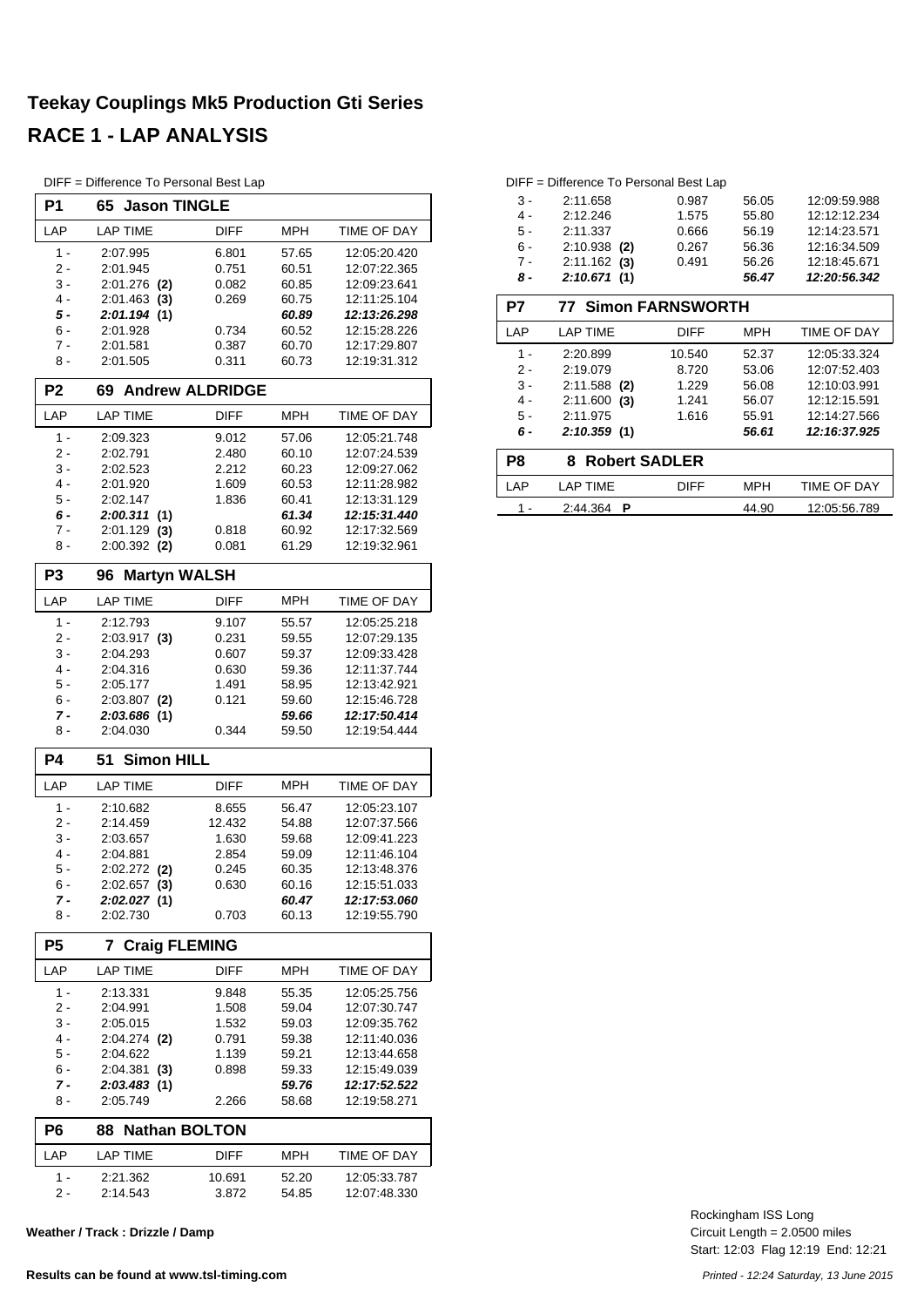# Teekay Couplings Mk5 Production Gti Series

## RACE 1 - LAP ANALYSIS

DIFF = Difference To Personal Best Lap

**P1 65 Jason TINGLE**

| LAP | LAP TIME | DIFF | MPH | TIME OF DAY |
|---|---|---|---|---|
| 1 - | 2:07.995 | 6.801 | 57.65 | 12:05:20.420 |
| 2 - | 2:01.945 | 0.751 | 60.51 | 12:07:22.365 |
| 3 - | 2:01.276 **(2)** | 0.082 | 60.85 | 12:09:23.641 |
| 4 - | 2:01.463 **(3)** | 0.269 | 60.75 | 12:11:25.104 |
| ***5 -*** | ***2:01.194* (1)** | | ***60.89*** | ***12:13:26.298*** |
| 6 - | 2:01.928 | 0.734 | 60.52 | 12:15:28.226 |
| 7 - | 2:01.581 | 0.387 | 60.70 | 12:17:29.807 |
| 8 - | 2:01.505 | 0.311 | 60.73 | 12:19:31.312 |

**P2 69 Andrew ALDRIDGE**

| LAP | LAP TIME | DIFF | MPH | TIME OF DAY |
|---|---|---|---|---|
| 1 - | 2:09.323 | 9.012 | 57.06 | 12:05:21.748 |
| 2 - | 2:02.791 | 2.480 | 60.10 | 12:07:24.539 |
| 3 - | 2:02.523 | 2.212 | 60.23 | 12:09:27.062 |
| 4 - | 2:01.920 | 1.609 | 60.53 | 12:11:28.982 |
| 5 - | 2:02.147 | 1.836 | 60.41 | 12:13:31.129 |
| ***6 -*** | ***2:00.311* (1)** | | ***61.34*** | ***12:15:31.440*** |
| 7 - | 2:01.129 **(3)** | 0.818 | 60.92 | 12:17:32.569 |
| 8 - | 2:00.392 **(2)** | 0.081 | 61.29 | 12:19:32.961 |

**P3 96 Martyn WALSH**

| LAP | LAP TIME | DIFF | MPH | TIME OF DAY |
|---|---|---|---|---|
| 1 - | 2:12.793 | 9.107 | 55.57 | 12:05:25.218 |
| 2 - | 2:03.917 **(3)** | 0.231 | 59.55 | 12:07:29.135 |
| 3 - | 2:04.293 | 0.607 | 59.37 | 12:09:33.428 |
| 4 - | 2:04.316 | 0.630 | 59.36 | 12:11:37.744 |
| 5 - | 2:05.177 | 1.491 | 58.95 | 12:13:42.921 |
| 6 - | 2:03.807 **(2)** | 0.121 | 59.60 | 12:15:46.728 |
| ***7 -*** | ***2:03.686* (1)** | | ***59.66*** | ***12:17:50.414*** |
| 8 - | 2:04.030 | 0.344 | 59.50 | 12:19:54.444 |

**P4 51 Simon HILL**

| LAP | LAP TIME | DIFF | MPH | TIME OF DAY |
|---|---|---|---|---|
| 1 - | 2:10.682 | 8.655 | 56.47 | 12:05:23.107 |
| 2 - | 2:14.459 | 12.432 | 54.88 | 12:07:37.566 |
| 3 - | 2:03.657 | 1.630 | 59.68 | 12:09:41.223 |
| 4 - | 2:04.881 | 2.854 | 59.09 | 12:11:46.104 |
| 5 - | 2:02.272 **(2)** | 0.245 | 60.35 | 12:13:48.376 |
| 6 - | 2:02.657 **(3)** | 0.630 | 60.16 | 12:15:51.033 |
| ***7 -*** | ***2:02.027* (1)** | | ***60.47*** | ***12:17:53.060*** |
| 8 - | 2:02.730 | 0.703 | 60.13 | 12:19:55.790 |

**P5 7 Craig FLEMING**

| LAP | LAP TIME | DIFF | MPH | TIME OF DAY |
|---|---|---|---|---|
| 1 - | 2:13.331 | 9.848 | 55.35 | 12:05:25.756 |
| 2 - | 2:04.991 | 1.508 | 59.04 | 12:07:30.747 |
| 3 - | 2:05.015 | 1.532 | 59.03 | 12:09:35.762 |
| 4 - | 2:04.274 **(2)** | 0.791 | 59.38 | 12:11:40.036 |
| 5 - | 2:04.622 | 1.139 | 59.21 | 12:13:44.658 |
| 6 - | 2:04.381 **(3)** | 0.898 | 59.33 | 12:15:49.039 |
| ***7 -*** | ***2:03.483* (1)** | | ***59.76*** | ***12:17:52.522*** |
| 8 - | 2:05.749 | 2.266 | 58.68 | 12:19:58.271 |

**P6 88 Nathan BOLTON**

| LAP | LAP TIME | DIFF | MPH | TIME OF DAY |
|---|---|---|---|---|
| 1 - | 2:21.362 | 10.691 | 52.20 | 12:05:33.787 |
| 2 - | 2:14.543 | 3.872 | 54.85 | 12:07:48.330 |
| 3 - | 2:11.658 | 0.987 | 56.05 | 12:09:59.988 |
| 4 - | 2:12.246 | 1.575 | 55.80 | 12:12:12.234 |
| 5 - | 2:11.337 | 0.666 | 56.19 | 12:14:23.571 |
| 6 - | 2:10.938 **(2)** | 0.267 | 56.36 | 12:16:34.509 |
| 7 - | 2:11.162 **(3)** | 0.491 | 56.26 | 12:18:45.671 |
| ***8 -*** | ***2:10.671* (1)** | | ***56.47*** | ***12:20:56.342*** |

**P7 77 Simon FARNSWORTH**

| LAP | LAP TIME | DIFF | MPH | TIME OF DAY |
|---|---|---|---|---|
| 1 - | 2:20.899 | 10.540 | 52.37 | 12:05:33.324 |
| 2 - | 2:19.079 | 8.720 | 53.06 | 12:07:52.403 |
| 3 - | 2:11.588 **(2)** | 1.229 | 56.08 | 12:10:03.991 |
| 4 - | 2:11.600 **(3)** | 1.241 | 56.07 | 12:12:15.591 |
| 5 - | 2:11.975 | 1.616 | 55.91 | 12:14:27.566 |
| ***6 -*** | ***2:10.359* (1)** | | ***56.61*** | ***12:16:37.925*** |

**P8 8 Robert SADLER**

| LAP | LAP TIME | DIFF | MPH | TIME OF DAY |
|---|---|---|---|---|
| 1 - | 2:44.364 **P** | | 44.90 | 12:05:56.789 |

**Weather / Track : Drizzle / Damp**

Rockingham ISS Long
Circuit Length = 2.0500 miles
Start: 12:03 Flag 12:19 End: 12:21

**Results can be found at www.tsl-timing.com**

*Printed - 12:24 Saturday, 13 June 2015*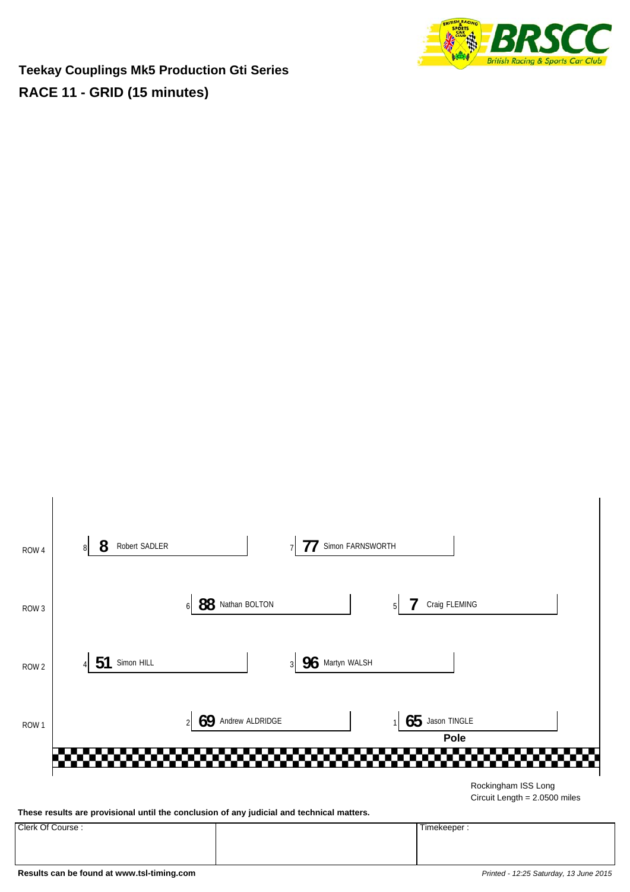**Teekay Couplings Mk5 Production Gti Series**

**RACE 11 - GRID (15 minutes)**

| Row | Position | No. | Driver | Position | No. | Driver |
|---|---|---|---|---|---|---|
| ROW 4 | 8 | 8 | Robert SADLER | 7 | 77 | Simon FARNSWORTH |
| ROW 3 | 6 | 88 | Nathan BOLTON | 5 | 7 | Craig FLEMING |
| ROW 2 | 4 | 51 | Simon HILL | 3 | 96 | Martyn WALSH |
| ROW 1 | 2 | 69 | Andrew ALDRIDGE | 1 | 65 | Jason TINGLE **Pole** |

Rockingham ISS Long
Circuit Length = 2.0500 miles

**These results are provisional until the conclusion of any judicial and technical matters.**

| Clerk Of Course : | | Timekeeper : |
|---|---|---|
| | | |

**Results can be found at www.tsl-timing.com**

*Printed - 12:25 Saturday, 13 June 2015*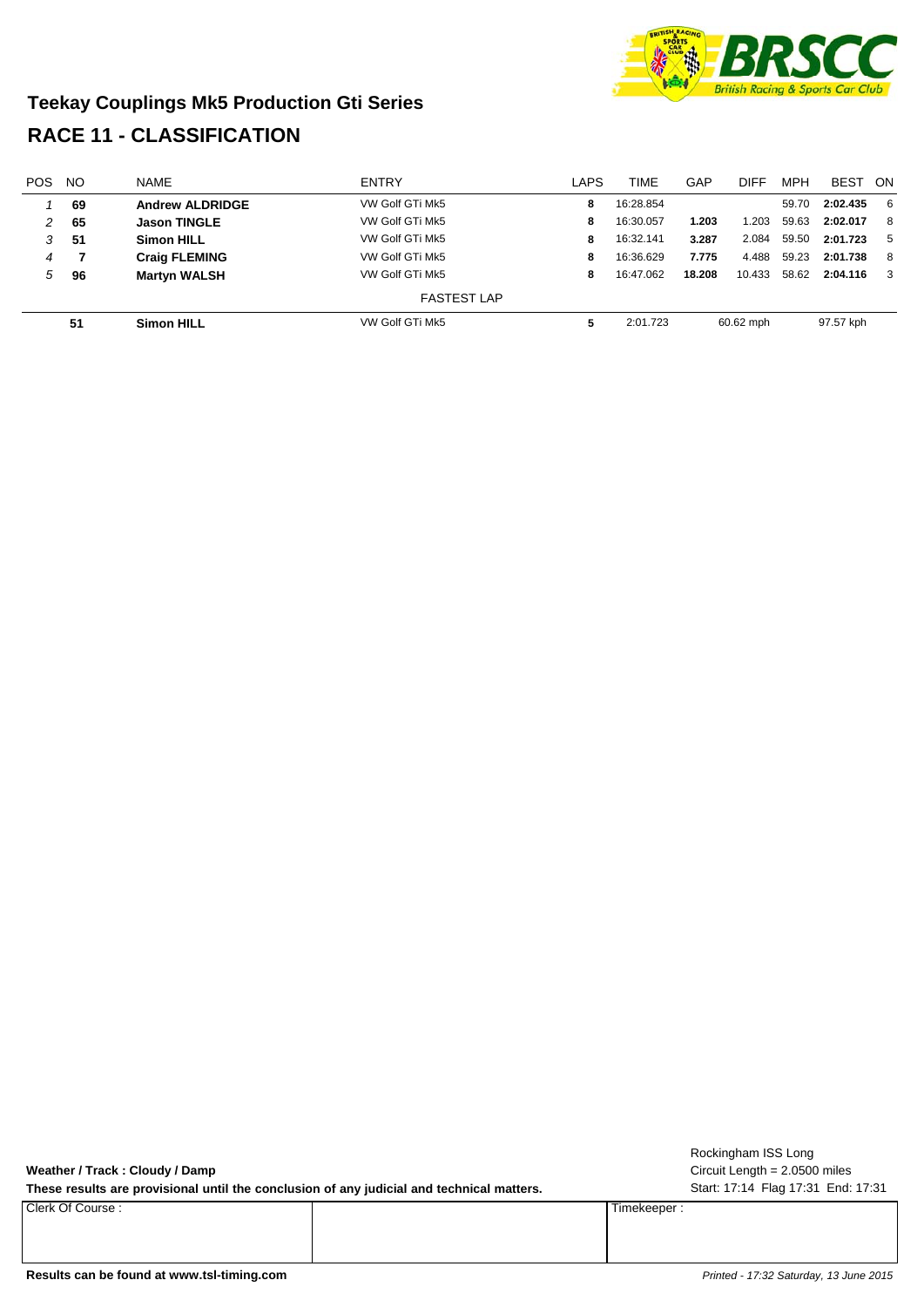## Teekay Couplings Mk5 Production Gti Series

## RACE 11 - CLASSIFICATION

| POS | NO | NAME | ENTRY | LAPS | TIME | GAP | DIFF | MPH | BEST | ON |
|---|---|---|---|---|---|---|---|---|---|---|
| *1* | **69** | **Andrew ALDRIDGE** | VW Golf GTi Mk5 | **8** | 16:28.854 | | | 59.70 | **2:02.435** | 6 |
| *2* | **65** | **Jason TINGLE** | VW Golf GTi Mk5 | **8** | 16:30.057 | **1.203** | 1.203 | 59.63 | **2:02.017** | 8 |
| *3* | **51** | **Simon HILL** | VW Golf GTi Mk5 | **8** | 16:32.141 | **3.287** | 2.084 | 59.50 | **2:01.723** | 5 |
| *4* | **7** | **Craig FLEMING** | VW Golf GTi Mk5 | **8** | 16:36.629 | **7.775** | 4.488 | 59.23 | **2:01.738** | 8 |
| *5* | **96** | **Martyn WALSH** | VW Golf GTi Mk5 | **8** | 16:47.062 | **18.208** | 10.433 | 58.62 | **2:04.116** | 3 |

FASTEST LAP

| NO | NAME | ENTRY | LAP | TIME | SPEED (MPH) | SPEED (KPH) |
|---|---|---|---|---|---|---|
| **51** | **Simon HILL** | VW Golf GTi Mk5 | **5** | 2:01.723 | 60.62 mph | 97.57 kph |

Rockingham ISS Long
Circuit Length = 2.0500 miles
Start: 17:14 Flag 17:31 End: 17:31

**Weather / Track : Cloudy / Damp**

**These results are provisional until the conclusion of any judicial and technical matters.**

| Clerk Of Course : | | Timekeeper : |
|---|---|---|
| | | |

**Results can be found at www.tsl-timing.com**

*Printed - 17:32 Saturday, 13 June 2015*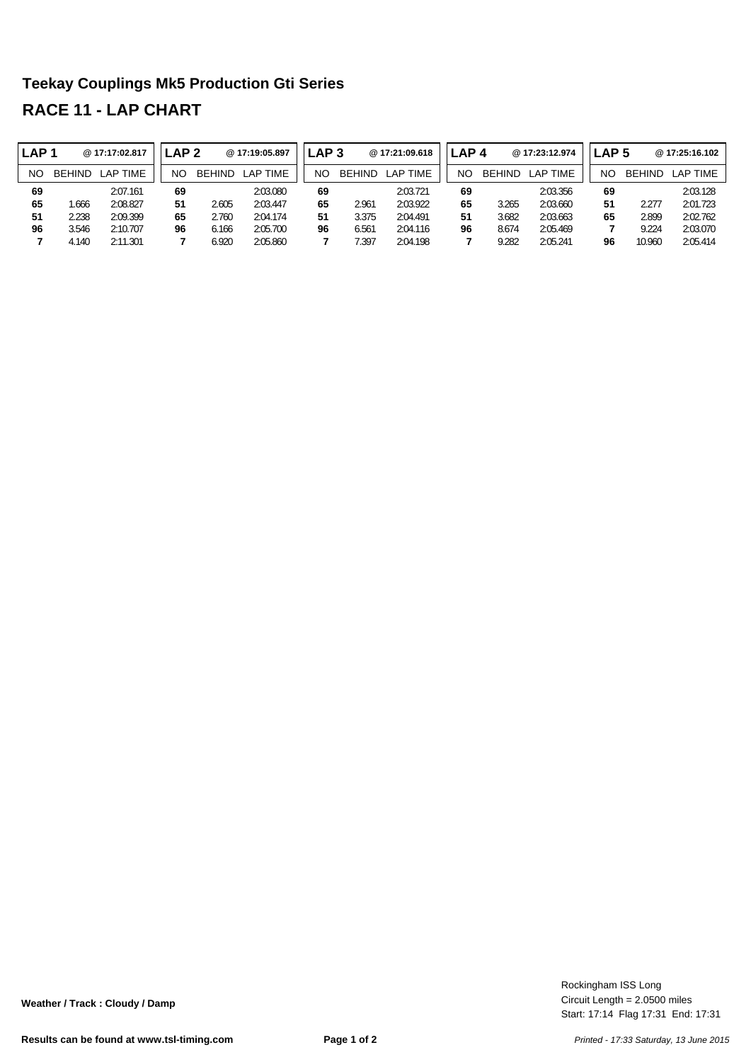## Teekay Couplings Mk5 Production Gti Series

## RACE 11 - LAP CHART

| LAP 1 | @ 17:17:02.817 | | LAP 2 | @ 17:19:05.897 | | LAP 3 | @ 17:21:09.618 | | LAP 4 | @ 17:23:12.974 | | LAP 5 | @ 17:25:16.102 | |
|---|---|---|---|---|---|---|---|---|---|---|---|---|---|---|
| NO | BEHIND | LAP TIME | NO | BEHIND | LAP TIME | NO | BEHIND | LAP TIME | NO | BEHIND | LAP TIME | NO | BEHIND | LAP TIME |
| **69** | | 2:07.161 | **69** | | 2:03.080 | **69** | | 2:03.721 | **69** | | 2:03.356 | **69** | | 2:03.128 |
| **65** | 1.666 | 2:08.827 | **51** | 2.605 | 2:03.447 | **65** | 2.961 | 2:03.922 | **65** | 3.265 | 2:03.660 | **51** | 2.277 | 2:01.723 |
| **51** | 2.238 | 2:09.399 | **65** | 2.760 | 2:04.174 | **51** | 3.375 | 2:04.491 | **51** | 3.682 | 2:03.663 | **65** | 2.899 | 2:02.762 |
| **96** | 3.546 | 2:10.707 | **96** | 6.166 | 2:05.700 | **96** | 6.561 | 2:04.116 | **96** | 8.674 | 2:05.469 | **7** | 9.224 | 2:03.070 |
| **7** | 4.140 | 2:11.301 | **7** | 6.920 | 2:05.860 | **7** | 7.397 | 2:04.198 | **7** | 9.282 | 2:05.241 | **96** | 10.960 | 2:05.414 |

**Weather / Track : Cloudy / Damp**

Rockingham ISS Long
Circuit Length = 2.0500 miles
Start: 17:14 Flag 17:31 End: 17:31

**Results can be found at www.tsl-timing.com**

*Printed - 17:33 Saturday, 13 June 2015*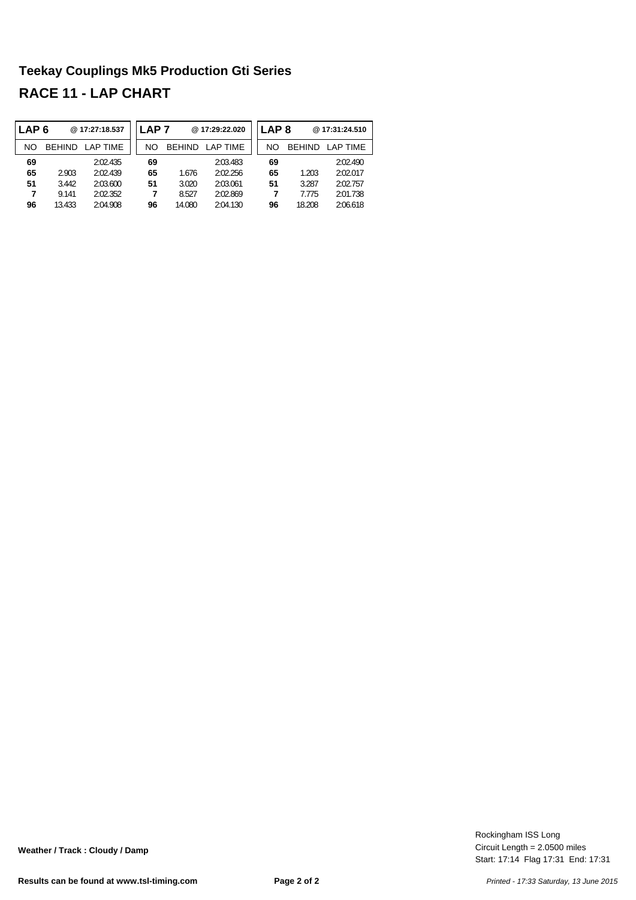# Teekay Couplings Mk5 Production Gti Series

## RACE 11 - LAP CHART

| LAP 6 | | @ 17:27:18.537 | LAP 7 | | @ 17:29:22.020 | LAP 8 | | @ 17:31:24.510 |
|---|---|---|---|---|---|---|---|---|
| NO | BEHIND | LAP TIME | NO | BEHIND | LAP TIME | NO | BEHIND | LAP TIME |
| **69** | | 2:02.435 | **69** | | 2:03.483 | **69** | | 2:02.490 |
| **65** | 2.903 | 2:02.439 | **65** | 1.676 | 2:02.256 | **65** | 1.203 | 2:02.017 |
| **51** | 3.442 | 2:03.600 | **51** | 3.020 | 2:03.061 | **51** | 3.287 | 2:02.757 |
| **7** | 9.141 | 2:02.352 | **7** | 8.527 | 2:02.869 | **7** | 7.775 | 2:01.738 |
| **96** | 13.433 | 2:04.908 | **96** | 14.080 | 2:04.130 | **96** | 18.208 | 2:06.618 |

**Weather / Track : Cloudy / Damp**

Rockingham ISS Long
Circuit Length = 2.0500 miles
Start: 17:14 Flag 17:31 End: 17:31

**Results can be found at www.tsl-timing.com**

*Printed - 17:33 Saturday, 13 June 2015*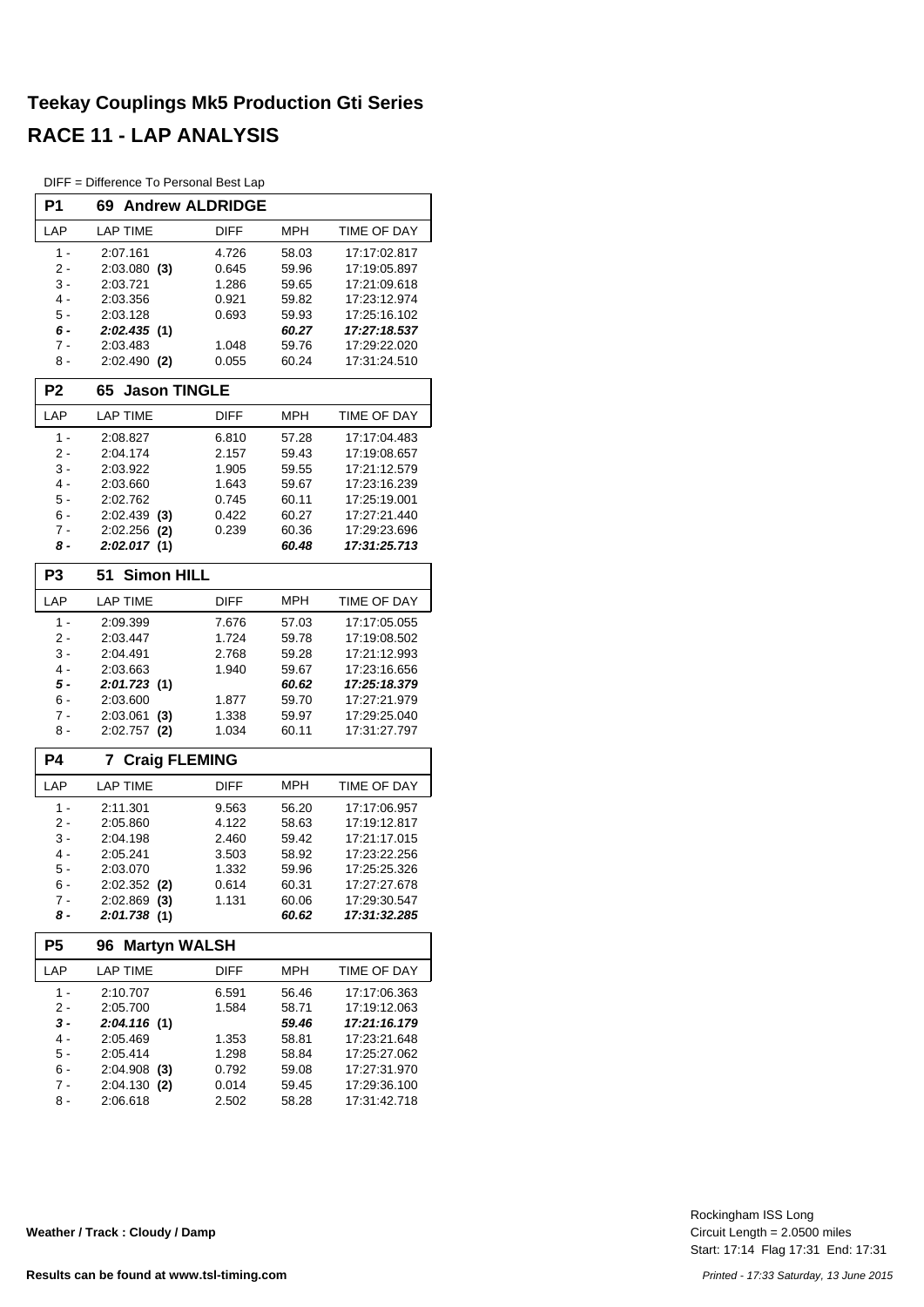# Teekay Couplings Mk5 Production Gti Series

# RACE 11 - LAP ANALYSIS

DIFF = Difference To Personal Best Lap

### P1 69 Andrew ALDRIDGE

| LAP | LAP TIME | DIFF | MPH | TIME OF DAY |
|---|---|---|---|---|
| 1 - | 2:07.161 | 4.726 | 58.03 | 17:17:02.817 |
| 2 - | 2:03.080 **(3)** | 0.645 | 59.96 | 17:19:05.897 |
| 3 - | 2:03.721 | 1.286 | 59.65 | 17:21:09.618 |
| 4 - | 2:03.356 | 0.921 | 59.82 | 17:23:12.974 |
| 5 - | 2:03.128 | 0.693 | 59.93 | 17:25:16.102 |
| ***6 -*** | ***2:02.435*** **(1)** | | ***60.27*** | ***17:27:18.537*** |
| 7 - | 2:03.483 | 1.048 | 59.76 | 17:29:22.020 |
| 8 - | 2:02.490 **(2)** | 0.055 | 60.24 | 17:31:24.510 |

### P2 65 Jason TINGLE

| LAP | LAP TIME | DIFF | MPH | TIME OF DAY |
|---|---|---|---|---|
| 1 - | 2:08.827 | 6.810 | 57.28 | 17:17:04.483 |
| 2 - | 2:04.174 | 2.157 | 59.43 | 17:19:08.657 |
| 3 - | 2:03.922 | 1.905 | 59.55 | 17:21:12.579 |
| 4 - | 2:03.660 | 1.643 | 59.67 | 17:23:16.239 |
| 5 - | 2:02.762 | 0.745 | 60.11 | 17:25:19.001 |
| 6 - | 2:02.439 **(3)** | 0.422 | 60.27 | 17:27:21.440 |
| 7 - | 2:02.256 **(2)** | 0.239 | 60.36 | 17:29:23.696 |
| ***8 -*** | ***2:02.017*** **(1)** | | ***60.48*** | ***17:31:25.713*** |

### P3 51 Simon HILL

| LAP | LAP TIME | DIFF | MPH | TIME OF DAY |
|---|---|---|---|---|
| 1 - | 2:09.399 | 7.676 | 57.03 | 17:17:05.055 |
| 2 - | 2:03.447 | 1.724 | 59.78 | 17:19:08.502 |
| 3 - | 2:04.491 | 2.768 | 59.28 | 17:21:12.993 |
| 4 - | 2:03.663 | 1.940 | 59.67 | 17:23:16.656 |
| ***5 -*** | ***2:01.723*** **(1)** | | ***60.62*** | ***17:25:18.379*** |
| 6 - | 2:03.600 | 1.877 | 59.70 | 17:27:21.979 |
| 7 - | 2:03.061 **(3)** | 1.338 | 59.97 | 17:29:25.040 |
| 8 - | 2:02.757 **(2)** | 1.034 | 60.11 | 17:31:27.797 |

### P4 7 Craig FLEMING

| LAP | LAP TIME | DIFF | MPH | TIME OF DAY |
|---|---|---|---|---|
| 1 - | 2:11.301 | 9.563 | 56.20 | 17:17:06.957 |
| 2 - | 2:05.860 | 4.122 | 58.63 | 17:19:12.817 |
| 3 - | 2:04.198 | 2.460 | 59.42 | 17:21:17.015 |
| 4 - | 2:05.241 | 3.503 | 58.92 | 17:23:22.256 |
| 5 - | 2:03.070 | 1.332 | 59.96 | 17:25:25.326 |
| 6 - | 2:02.352 **(2)** | 0.614 | 60.31 | 17:27:27.678 |
| 7 - | 2:02.869 **(3)** | 1.131 | 60.06 | 17:29:30.547 |
| ***8 -*** | ***2:01.738*** **(1)** | | ***60.62*** | ***17:31:32.285*** |

### P5 96 Martyn WALSH

| LAP | LAP TIME | DIFF | MPH | TIME OF DAY |
|---|---|---|---|---|
| 1 - | 2:10.707 | 6.591 | 56.46 | 17:17:06.363 |
| 2 - | 2:05.700 | 1.584 | 58.71 | 17:19:12.063 |
| ***3 -*** | ***2:04.116*** **(1)** | | ***59.46*** | ***17:21:16.179*** |
| 4 - | 2:05.469 | 1.353 | 58.81 | 17:23:21.648 |
| 5 - | 2:05.414 | 1.298 | 58.84 | 17:25:27.062 |
| 6 - | 2:04.908 **(3)** | 0.792 | 59.08 | 17:27:31.970 |
| 7 - | 2:04.130 **(2)** | 0.014 | 59.45 | 17:29:36.100 |
| 8 - | 2:06.618 | 2.502 | 58.28 | 17:31:42.718 |

**Weather / Track : Cloudy / Damp**

Rockingham ISS Long
Circuit Length = 2.0500 miles
Start: 17:14 Flag 17:31 End: 17:31

**Results can be found at www.tsl-timing.com**

*Printed - 17:33 Saturday, 13 June 2015*